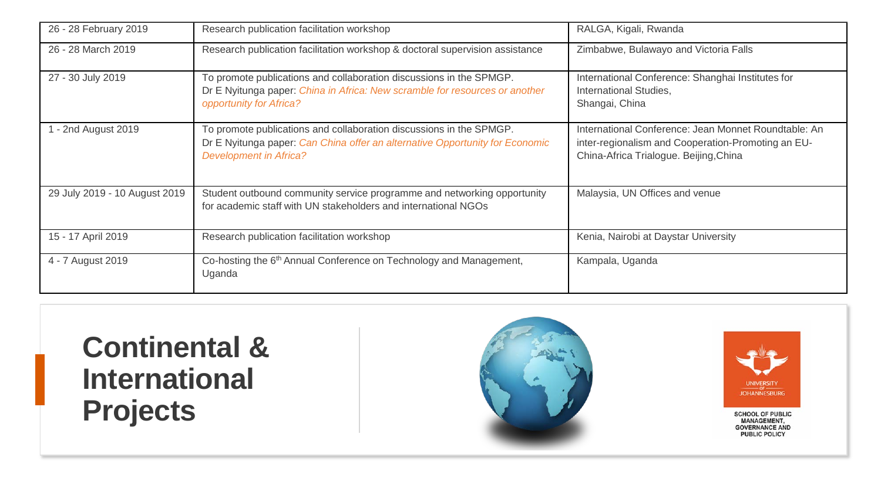| | | |
|---|---|---|
| 26 - 28 February 2019 | Research publication facilitation workshop | RALGA, Kigali, Rwanda |
| 26 - 28 March 2019 | Research publication facilitation workshop & doctoral supervision assistance | Zimbabwe, Bulawayo and Victoria Falls |
| 27 - 30 July 2019 | To promote publications and collaboration discussions in the SPMGP. Dr E Nyitunga paper: *China in Africa: New scramble for resources or another opportunity for Africa?* | International Conference: Shanghai Institutes for International Studies, Shangai, China |
| 1 - 2nd August 2019 | To promote publications and collaboration discussions in the SPMGP. Dr E Nyitunga paper: *Can China offer an alternative Opportunity for Economic Development in Africa?* | International Conference: Jean Monnet Roundtable: An inter-regionalism and Cooperation-Promoting an EU-China-Africa Trialogue. Beijing,China |
| 29 July 2019 - 10 August 2019 | Student outbound community service programme and networking opportunity for academic staff with UN stakeholders and international NGOs | Malaysia, UN Offices and venue |
| 15 - 17 April 2019 | Research publication facilitation workshop | Kenia, Nairobi at Daystar University |
| 4 - 7 August 2019 | Co-hosting the 6th Annual Conference on Technology and Management, Uganda | Kampala, Uganda |

# Continental & International Projects

UNIVERSITY OF JOHANNESBURG

SCHOOL OF PUBLIC MANAGEMENT, GOVERNANCE AND PUBLIC POLICY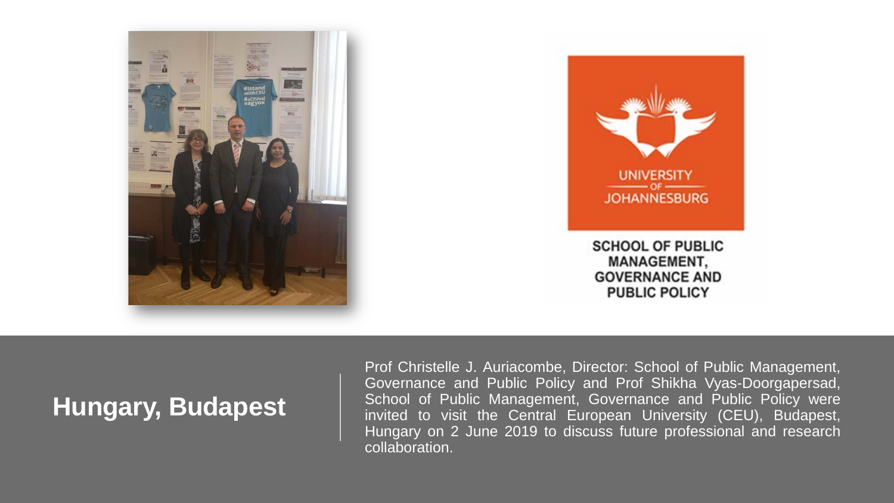## Hungary, Budapest

Prof Christelle J. Auriacombe, Director: School of Public Management, Governance and Public Policy and Prof Shikha Vyas-Doorgapersad, School of Public Management, Governance and Public Policy were invited to visit the Central European University (CEU), Budapest, Hungary on 2 June 2019 to discuss future professional and research collaboration.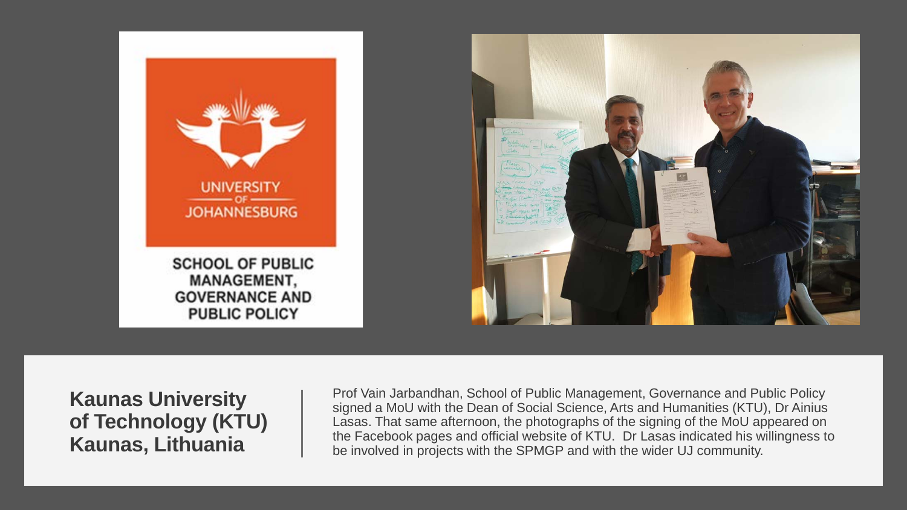UNIVERSITY OF JOHANNESBURG

SCHOOL OF PUBLIC MANAGEMENT, GOVERNANCE AND PUBLIC POLICY

**Kaunas University of Technology (KTU) Kaunas, Lithuania**

Prof Vain Jarbandhan, School of Public Management, Governance and Public Policy signed a MoU with the Dean of Social Science, Arts and Humanities (KTU), Dr Ainius Lasas. That same afternoon, the photographs of the signing of the MoU appeared on the Facebook pages and official website of KTU. Dr Lasas indicated his willingness to be involved in projects with the SPMGP and with the wider UJ community.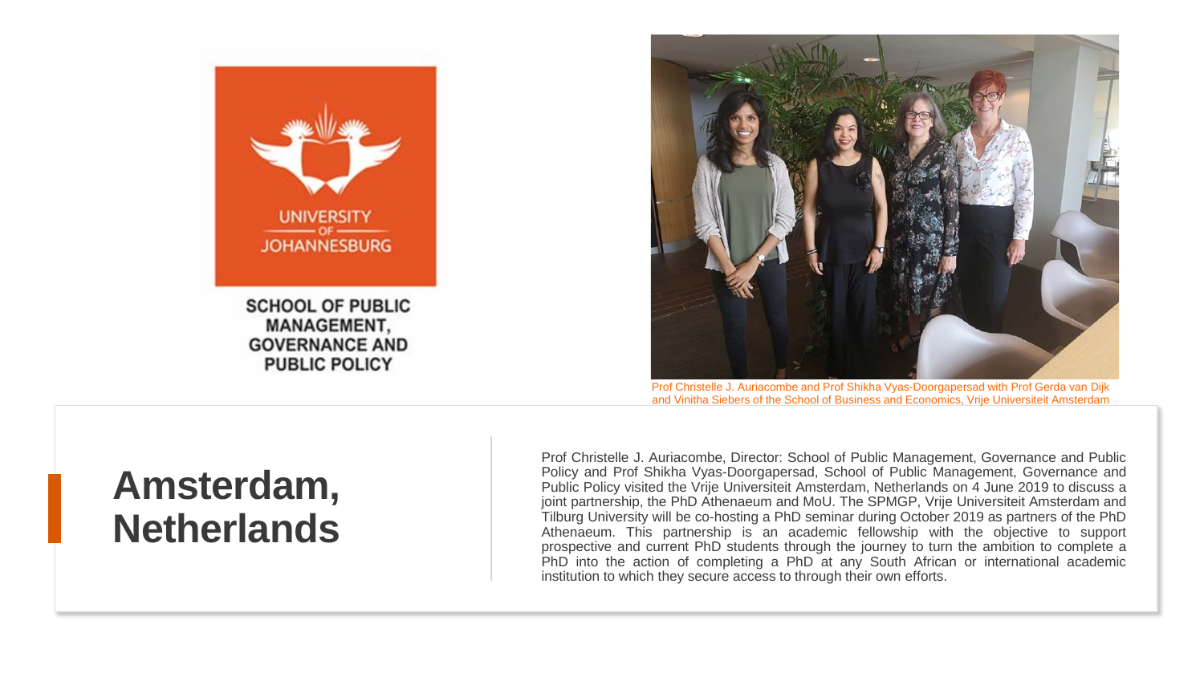UNIVERSITY OF JOHANNESBURG

SCHOOL OF PUBLIC MANAGEMENT, GOVERNANCE AND PUBLIC POLICY

Prof Christelle J. Auriacombe and Prof Shikha Vyas-Doorgapersad with Prof Gerda van Dijk and Vinitha Siebers of the School of Business and Economics, Vrije Universiteit Amsterdam

# Amsterdam, Netherlands

Prof Christelle J. Auriacombe, Director: School of Public Management, Governance and Public Policy and Prof Shikha Vyas-Doorgapersad, School of Public Management, Governance and Public Policy visited the Vrije Universiteit Amsterdam, Netherlands on 4 June 2019 to discuss a joint partnership, the PhD Athenaeum and MoU. The SPMGP, Vrije Universiteit Amsterdam and Tilburg University will be co-hosting a PhD seminar during October 2019 as partners of the PhD Athenaeum. This partnership is an academic fellowship with the objective to support prospective and current PhD students through the journey to turn the ambition to complete a PhD into the action of completing a PhD at any South African or international academic institution to which they secure access to through their own efforts.